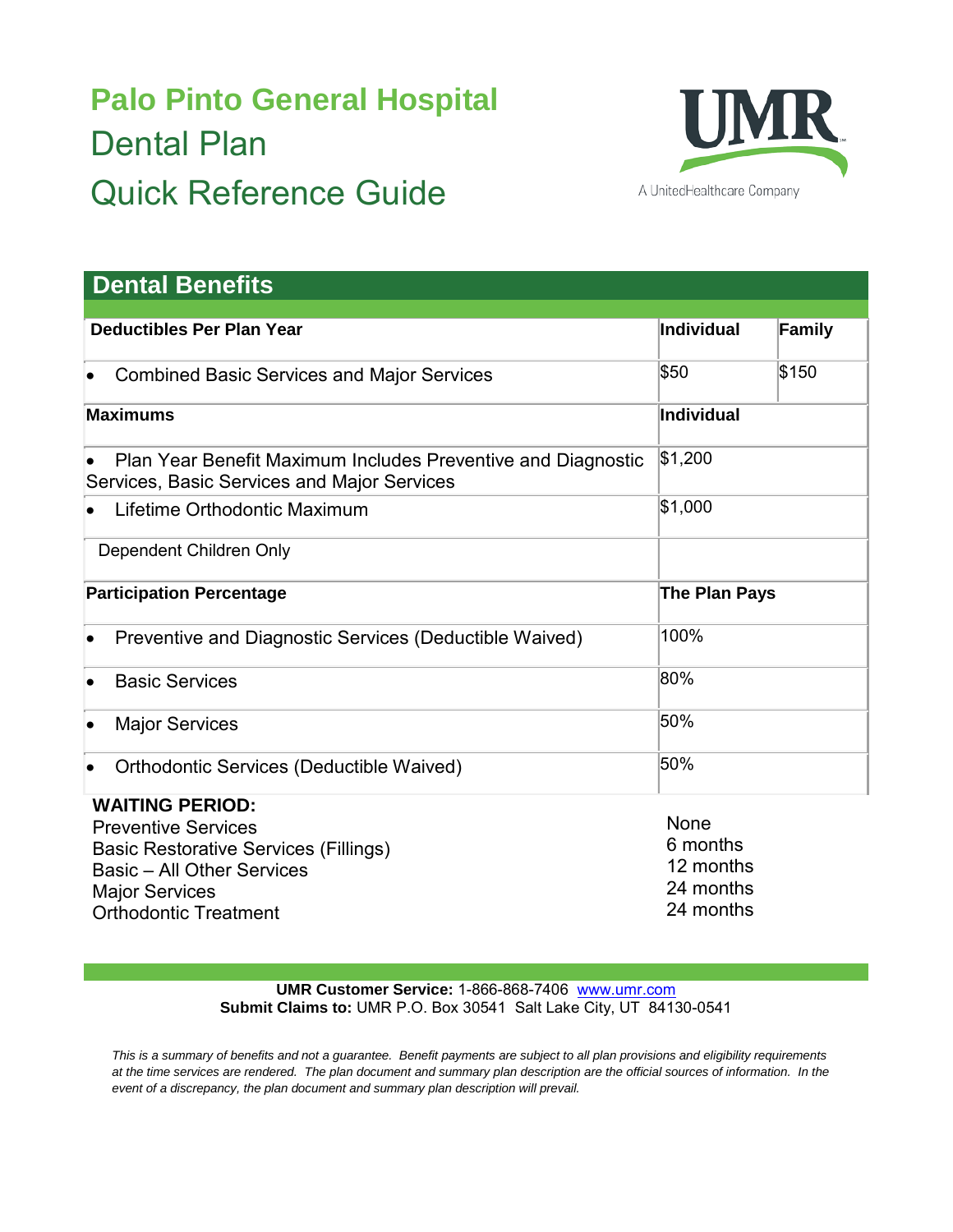# Palo Pinto General Hospital
# Dental Plan
# Quick Reference Guide

UMR
A UnitedHealthcare Company

## Dental Benefits

| Deductibles Per Plan Year | Individual | Family |
|---|---|---|
| • Combined Basic Services and Major Services | $50 | $150 |
| **Maximums** | **Individual** | |
| • Plan Year Benefit Maximum Includes Preventive and Diagnostic Services, Basic Services and Major Services | $1,200 | |
| • Lifetime Orthodontic Maximum | $1,000 | |
| Dependent Children Only | | |
| **Participation Percentage** | **The Plan Pays** | |
| • Preventive and Diagnostic Services (Deductible Waived) | 100% | |
| • Basic Services | 80% | |
| • Major Services | 50% | |
| • Orthodontic Services (Deductible Waived) | 50% | |

**WAITING PERIOD:**

| | |
|---|---|
| Preventive Services | None |
| Basic Restorative Services (Fillings) | 6 months |
| Basic – All Other Services | 12 months |
| Major Services | 24 months |
| Orthodontic Treatment | 24 months |

**UMR Customer Service:** 1-866-868-7406 www.umr.com
**Submit Claims to:** UMR P.O. Box 30541 Salt Lake City, UT 84130-0541

*This is a summary of benefits and not a guarantee. Benefit payments are subject to all plan provisions and eligibility requirements at the time services are rendered. The plan document and summary plan description are the official sources of information. In the event of a discrepancy, the plan document and summary plan description will prevail.*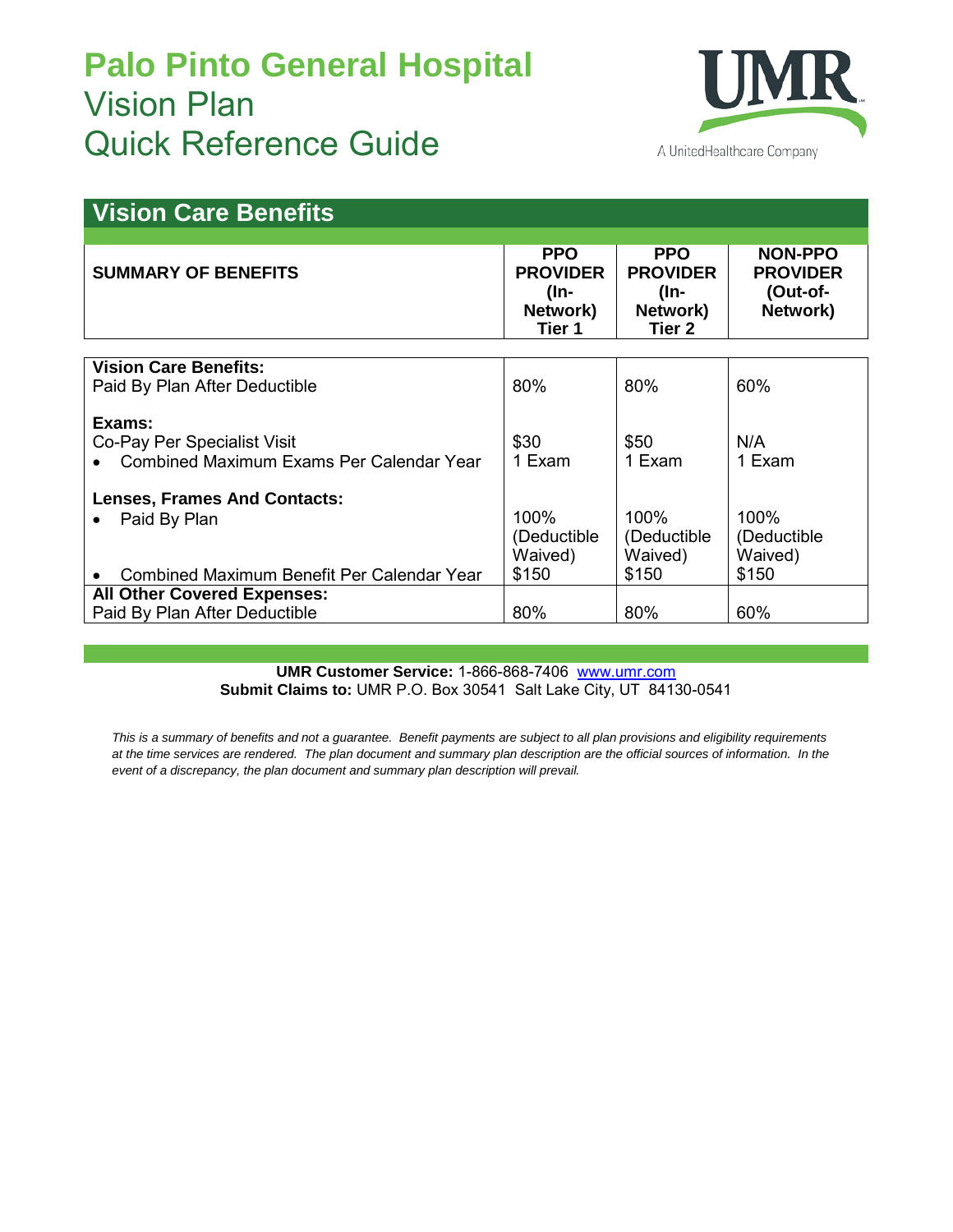# Palo Pinto General Hospital

## Vision Plan
## Quick Reference Guide

A UnitedHealthcare Company

## Vision Care Benefits

| SUMMARY OF BENEFITS | PPO PROVIDER (In-Network) Tier 1 | PPO PROVIDER (In-Network) Tier 2 | NON-PPO PROVIDER (Out-of-Network) |
|---|---|---|---|
| **Vision Care Benefits:** Paid By Plan After Deductible | 80% | 80% | 60% |
| **Exams:** | | | |
| Co-Pay Per Specialist Visit | $30 | $50 | N/A |
| • Combined Maximum Exams Per Calendar Year | 1 Exam | 1 Exam | 1 Exam |
| **Lenses, Frames And Contacts:** | | | |
| • Paid By Plan | 100% (Deductible Waived) | 100% (Deductible Waived) | 100% (Deductible Waived) |
| • Combined Maximum Benefit Per Calendar Year | $150 | $150 | $150 |
| **All Other Covered Expenses:** Paid By Plan After Deductible | 80% | 80% | 60% |

**UMR Customer Service:** 1-866-868-7406 www.umr.com
**Submit Claims to:** UMR P.O. Box 30541 Salt Lake City, UT 84130-0541

*This is a summary of benefits and not a guarantee. Benefit payments are subject to all plan provisions and eligibility requirements at the time services are rendered. The plan document and summary plan description are the official sources of information. In the event of a discrepancy, the plan document and summary plan description will prevail.*